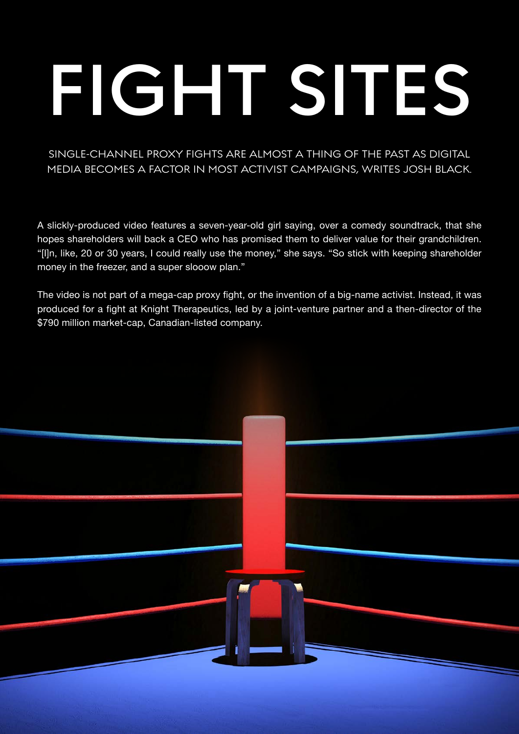# FIGHT SITES

SINGLE-CHANNEL PROXY FIGHTS ARE ALMOST A THING OF THE PAST AS DIGITAL MEDIA BECOMES A FACTOR IN MOST ACTIVIST CAMPAIGNS, WRITES JOSH BLACK.

A slickly-produced video features a seven-year-old girl saying, over a comedy soundtrack, that she hopes shareholders will back a CEO who has promised them to deliver value for their grandchildren. "[I]n, like, 20 or 30 years, I could really use the money," she says. "So stick with keeping shareholder money in the freezer, and a super slooow plan."

The video is not part of a mega-cap proxy fight, or the invention of a big-name activist. Instead, it was produced for a fight at Knight Therapeutics, led by a joint-venture partner and a then-director of the $790 million market-cap, Canadian-listed company.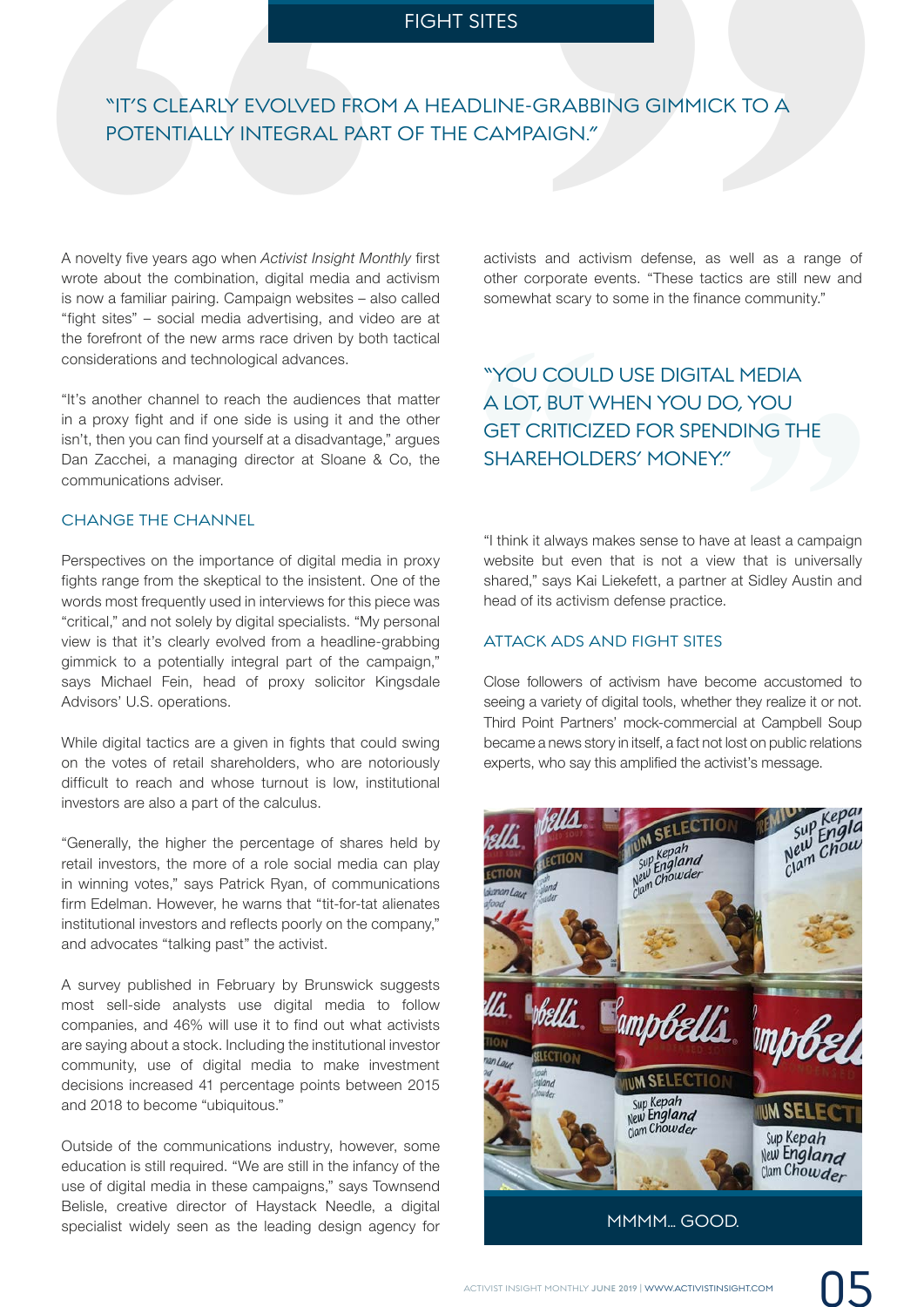# FIGHT SITES

> "IT'S CLEARLY EVOLVED FROM A HEADLINE-GRABBING GIMMICK TO A POTENTIALLY INTEGRAL PART OF THE CAMPAIGN."

A novelty five years ago when *Activist Insight Monthly* first wrote about the combination, digital media and activism is now a familiar pairing. Campaign websites – also called "fight sites" – social media advertising, and video are at the forefront of the new arms race driven by both tactical considerations and technological advances.

"It's another channel to reach the audiences that matter in a proxy fight and if one side is using it and the other isn't, then you can find yourself at a disadvantage," argues Dan Zacchei, a managing director at Sloane & Co, the communications adviser.

## CHANGE THE CHANNEL

Perspectives on the importance of digital media in proxy fights range from the skeptical to the insistent. One of the words most frequently used in interviews for this piece was "critical," and not solely by digital specialists. "My personal view is that it's clearly evolved from a headline-grabbing gimmick to a potentially integral part of the campaign," says Michael Fein, head of proxy solicitor Kingsdale Advisors' U.S. operations.

While digital tactics are a given in fights that could swing on the votes of retail shareholders, who are notoriously difficult to reach and whose turnout is low, institutional investors are also a part of the calculus.

"Generally, the higher the percentage of shares held by retail investors, the more of a role social media can play in winning votes," says Patrick Ryan, of communications firm Edelman. However, he warns that "tit-for-tat alienates institutional investors and reflects poorly on the company," and advocates "talking past" the activist.

A survey published in February by Brunswick suggests most sell-side analysts use digital media to follow companies, and 46% will use it to find out what activists are saying about a stock. Including the institutional investor community, use of digital media to make investment decisions increased 41 percentage points between 2015 and 2018 to become "ubiquitous."

Outside of the communications industry, however, some education is still required. "We are still in the infancy of the use of digital media in these campaigns," says Townsend Belisle, creative director of Haystack Needle, a digital specialist widely seen as the leading design agency for activists and activism defense, as well as a range of other corporate events. "These tactics are still new and somewhat scary to some in the finance community."

> "YOU COULD USE DIGITAL MEDIA A LOT, BUT WHEN YOU DO, YOU GET CRITICIZED FOR SPENDING THE SHAREHOLDERS' MONEY."

"I think it always makes sense to have at least a campaign website but even that is not a view that is universally shared," says Kai Liekefett, a partner at Sidley Austin and head of its activism defense practice.

## ATTACK ADS AND FIGHT SITES

Close followers of activism have become accustomed to seeing a variety of digital tools, whether they realize it or not. Third Point Partners' mock-commercial at Campbell Soup became a news story in itself, a fact not lost on public relations experts, who say this amplified the activist's message.

MMMM... GOOD.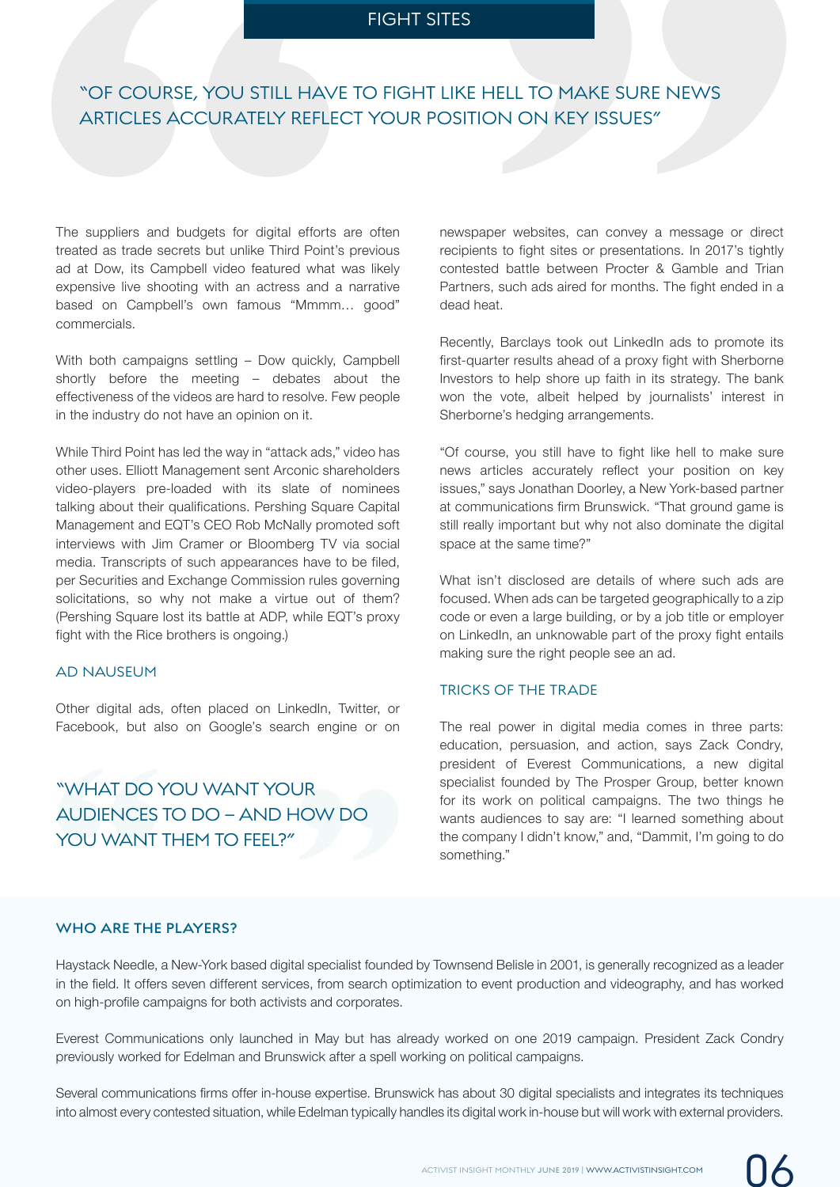## FIGHT SITES

> "OF COURSE, YOU STILL HAVE TO FIGHT LIKE HELL TO MAKE SURE NEWS ARTICLES ACCURATELY REFLECT YOUR POSITION ON KEY ISSUES"

The suppliers and budgets for digital efforts are often treated as trade secrets but unlike Third Point's previous ad at Dow, its Campbell video featured what was likely expensive live shooting with an actress and a narrative based on Campbell's own famous "Mmmm… good" commercials.

With both campaigns settling – Dow quickly, Campbell shortly before the meeting – debates about the effectiveness of the videos are hard to resolve. Few people in the industry do not have an opinion on it.

While Third Point has led the way in "attack ads," video has other uses. Elliott Management sent Arconic shareholders video-players pre-loaded with its slate of nominees talking about their qualifications. Pershing Square Capital Management and EQT's CEO Rob McNally promoted soft interviews with Jim Cramer or Bloomberg TV via social media. Transcripts of such appearances have to be filed, per Securities and Exchange Commission rules governing solicitations, so why not make a virtue out of them? (Pershing Square lost its battle at ADP, while EQT's proxy fight with the Rice brothers is ongoing.)

### AD NAUSEUM

Other digital ads, often placed on LinkedIn, Twitter, or Facebook, but also on Google's search engine or on newspaper websites, can convey a message or direct recipients to fight sites or presentations. In 2017's tightly contested battle between Procter & Gamble and Trian Partners, such ads aired for months. The fight ended in a dead heat.

> "WHAT DO YOU WANT YOUR AUDIENCES TO DO – AND HOW DO YOU WANT THEM TO FEEL?"

Recently, Barclays took out LinkedIn ads to promote its first-quarter results ahead of a proxy fight with Sherborne Investors to help shore up faith in its strategy. The bank won the vote, albeit helped by journalists' interest in Sherborne's hedging arrangements.

"Of course, you still have to fight like hell to make sure news articles accurately reflect your position on key issues," says Jonathan Doorley, a New York-based partner at communications firm Brunswick. "That ground game is still really important but why not also dominate the digital space at the same time?"

What isn't disclosed are details of where such ads are focused. When ads can be targeted geographically to a zip code or even a large building, or by a job title or employer on LinkedIn, an unknowable part of the proxy fight entails making sure the right people see an ad.

### TRICKS OF THE TRADE

The real power in digital media comes in three parts: education, persuasion, and action, says Zack Condry, president of Everest Communications, a new digital specialist founded by The Prosper Group, better known for its work on political campaigns. The two things he wants audiences to say are: "I learned something about the company I didn't know," and, "Dammit, I'm going to do something."

### WHO ARE THE PLAYERS?

Haystack Needle, a New-York based digital specialist founded by Townsend Belisle in 2001, is generally recognized as a leader in the field. It offers seven different services, from search optimization to event production and videography, and has worked on high-profile campaigns for both activists and corporates.

Everest Communications only launched in May but has already worked on one 2019 campaign. President Zack Condry previously worked for Edelman and Brunswick after a spell working on political campaigns.

Several communications firms offer in-house expertise. Brunswick has about 30 digital specialists and integrates its techniques into almost every contested situation, while Edelman typically handles its digital work in-house but will work with external providers.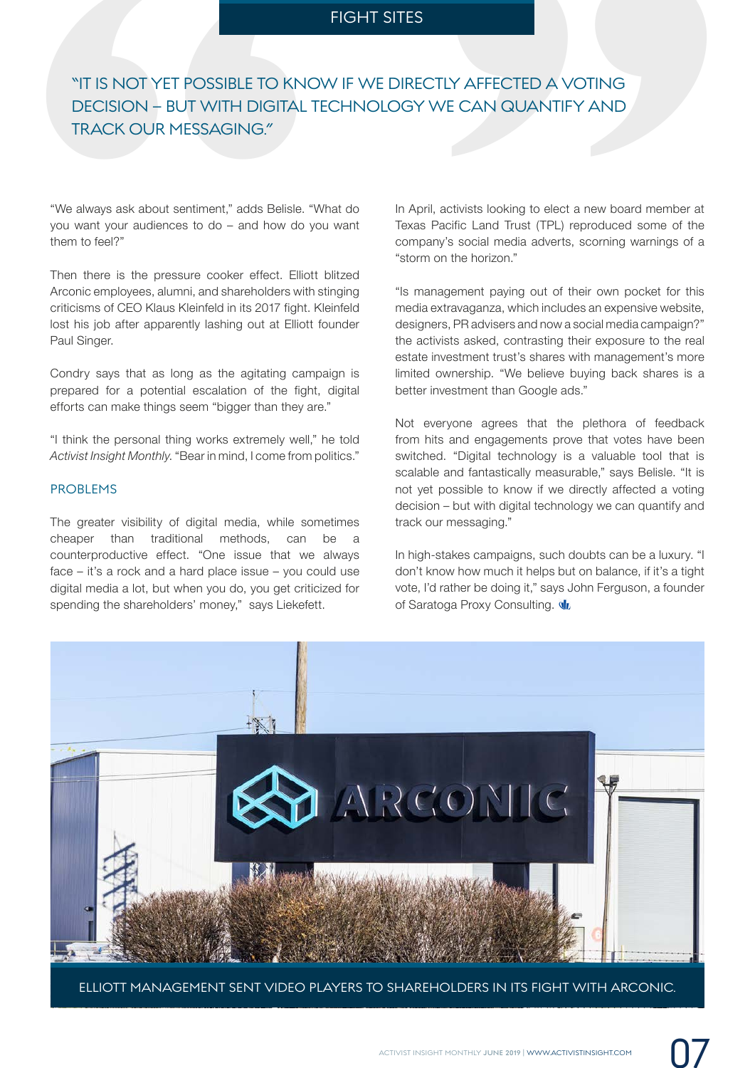"IT IS NOT YET POSSIBLE TO KNOW IF WE DIRECTLY AFFECTED A VOTING DECISION – BUT WITH DIGITAL TECHNOLOGY WE CAN QUANTIFY AND TRACK OUR MESSAGING."

"We always ask about sentiment," adds Belisle. "What do you want your audiences to do – and how do you want them to feel?"

Then there is the pressure cooker effect. Elliott blitzed Arconic employees, alumni, and shareholders with stinging criticisms of CEO Klaus Kleinfeld in its 2017 fight. Kleinfeld lost his job after apparently lashing out at Elliott founder Paul Singer.

Condry says that as long as the agitating campaign is prepared for a potential escalation of the fight, digital efforts can make things seem "bigger than they are."

"I think the personal thing works extremely well," he told *Activist Insight Monthly*. "Bear in mind, I come from politics."

## PROBLEMS

The greater visibility of digital media, while sometimes cheaper than traditional methods, can be a counterproductive effect. "One issue that we always face – it's a rock and a hard place issue – you could use digital media a lot, but when you do, you get criticized for spending the shareholders' money," says Liekefett.

In April, activists looking to elect a new board member at Texas Pacific Land Trust (TPL) reproduced some of the company's social media adverts, scorning warnings of a "storm on the horizon."

"Is management paying out of their own pocket for this media extravaganza, which includes an expensive website, designers, PR advisers and now a social media campaign?" the activists asked, contrasting their exposure to the real estate investment trust's shares with management's more limited ownership. "We believe buying back shares is a better investment than Google ads."

Not everyone agrees that the plethora of feedback from hits and engagements prove that votes have been switched. "Digital technology is a valuable tool that is scalable and fantastically measurable," says Belisle. "It is not yet possible to know if we directly affected a voting decision – but with digital technology we can quantify and track our messaging."

In high-stakes campaigns, such doubts can be a luxury. "I don't know how much it helps but on balance, if it's a tight vote, I'd rather be doing it," says John Ferguson, a founder of Saratoga Proxy Consulting.

ELLIOTT MANAGEMENT SENT VIDEO PLAYERS TO SHAREHOLDERS IN ITS FIGHT WITH ARCONIC.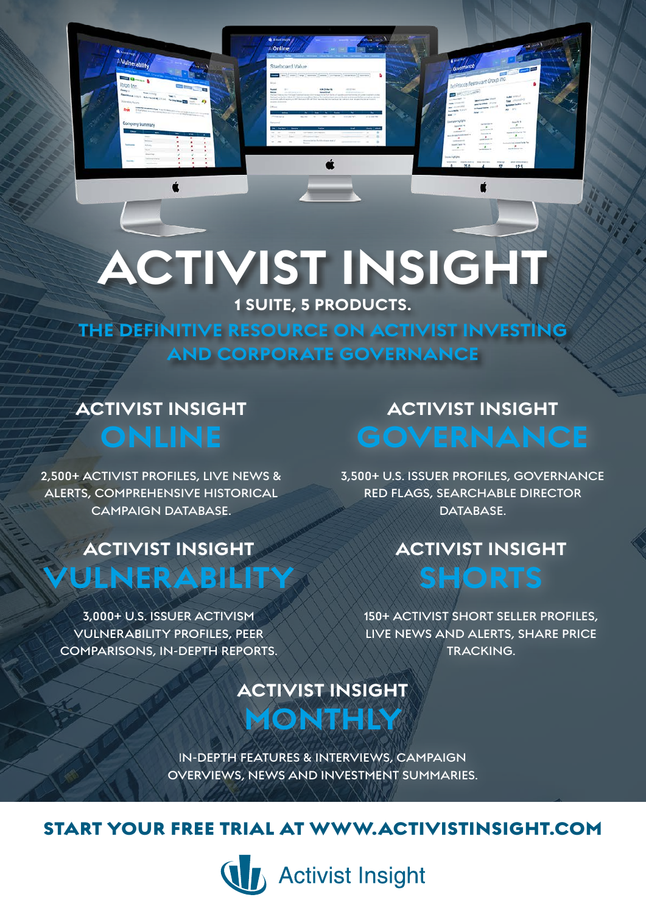# ACTIVIST INSIGHT

**1 SUITE, 5 PRODUCTS.**

**THE DEFINITIVE RESOURCE ON ACTIVIST INVESTING AND CORPORATE GOVERNANCE**

## ACTIVIST INSIGHT ONLINE

2,500+ ACTIVIST PROFILES, LIVE NEWS & ALERTS, COMPREHENSIVE HISTORICAL CAMPAIGN DATABASE.

## ACTIVIST INSIGHT GOVERNANCE

3,500+ U.S. ISSUER PROFILES, GOVERNANCE RED FLAGS, SEARCHABLE DIRECTOR DATABASE.

## ACTIVIST INSIGHT VULNERABILITY

3,000+ U.S. ISSUER ACTIVISM VULNERABILITY PROFILES, PEER COMPARISONS, IN-DEPTH REPORTS.

## ACTIVIST INSIGHT SHORTS

150+ ACTIVIST SHORT SELLER PROFILES, LIVE NEWS AND ALERTS, SHARE PRICE TRACKING.

## ACTIVIST INSIGHT MONTHLY

IN-DEPTH FEATURES & INTERVIEWS, CAMPAIGN OVERVIEWS, NEWS AND INVESTMENT SUMMARIES.

**START YOUR FREE TRIAL AT WWW.ACTIVISTINSIGHT.COM**

Activist Insight